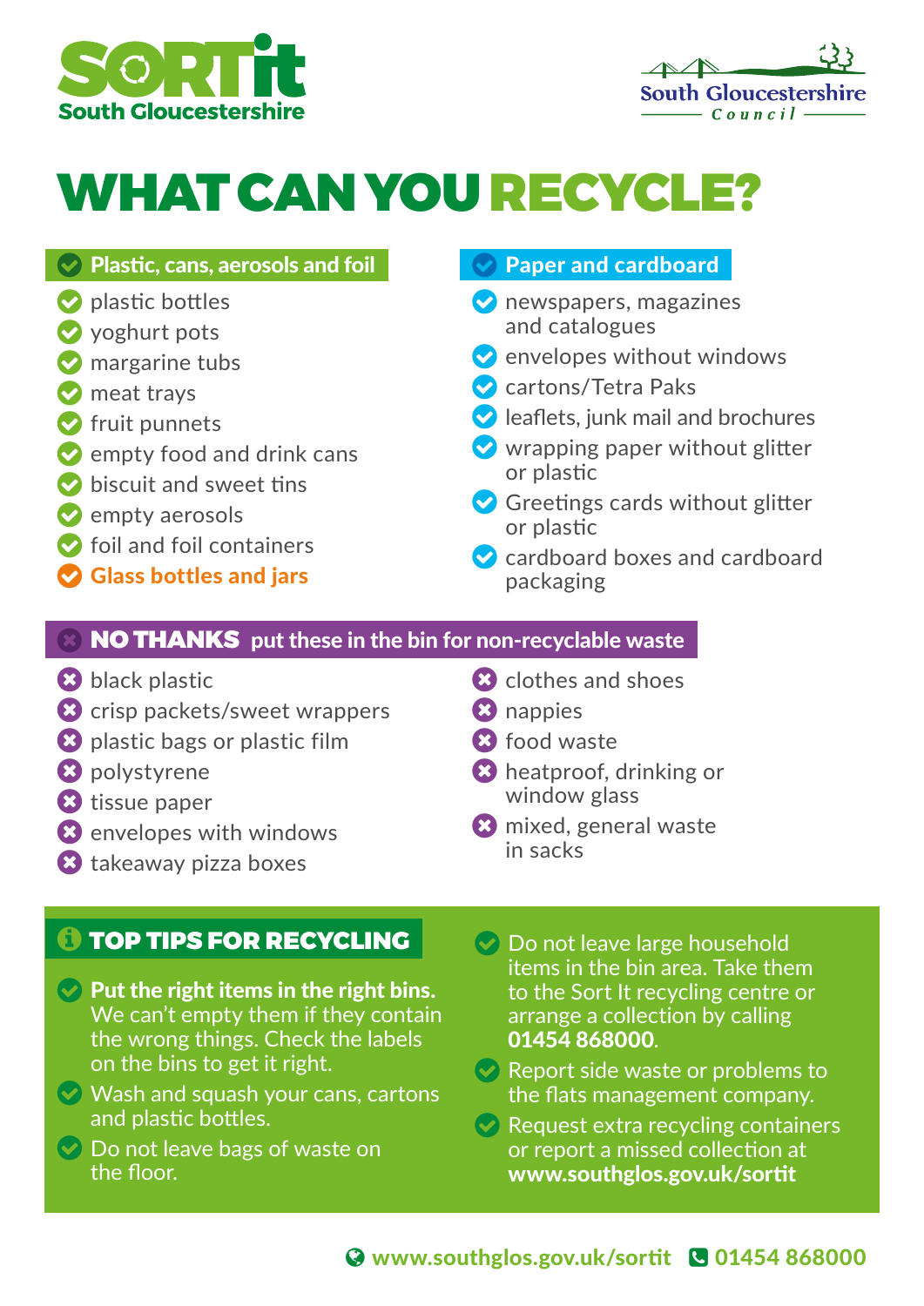SORTit South Gloucestershire

South Gloucestershire Council

# WHAT CAN YOU RECYCLE?

## Plastic, cans, aerosols and foil

- plastic bottles
- yoghurt pots
- margarine tubs
- meat trays
- fruit punnets
- empty food and drink cans
- biscuit and sweet tins
- empty aerosols
- foil and foil containers
- **Glass bottles and jars**

## Paper and cardboard

- newspapers, magazines and catalogues
- envelopes without windows
- cartons/Tetra Paks
- leaflets, junk mail and brochures
- wrapping paper without glitter or plastic
- Greetings cards without glitter or plastic
- cardboard boxes and cardboard packaging

## NO THANKS put these in the bin for non-recyclable waste

- black plastic
- crisp packets/sweet wrappers
- plastic bags or plastic film
- polystyrene
- tissue paper
- envelopes with windows
- takeaway pizza boxes
- clothes and shoes
- nappies
- food waste
- heatproof, drinking or window glass
- mixed, general waste in sacks

## TOP TIPS FOR RECYCLING

- **Put the right items in the right bins.** We can't empty them if they contain the wrong things. Check the labels on the bins to get it right.
- Wash and squash your cans, cartons and plastic bottles.
- Do not leave bags of waste on the floor.
- Do not leave large household items in the bin area. Take them to the Sort It recycling centre or arrange a collection by calling **01454 868000**.
- Report side waste or problems to the flats management company.
- Request extra recycling containers or report a missed collection at **www.southglos.gov.uk/sortit**

www.southglos.gov.uk/sortit 01454 868000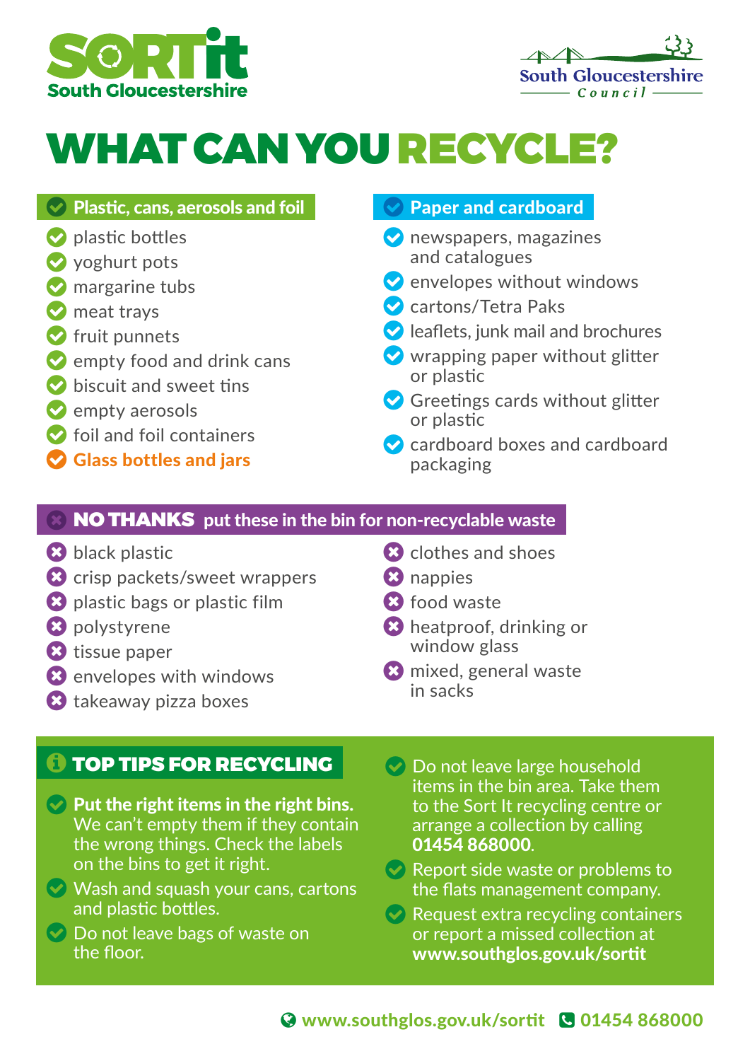SORTit South Gloucestershire

South Gloucestershire Council

# WHAT CAN YOU RECYCLE?

## Plastic, cans, aerosols and foil

- plastic bottles
- yoghurt pots
- margarine tubs
- meat trays
- fruit punnets
- empty food and drink cans
- biscuit and sweet tins
- empty aerosols
- foil and foil containers
- Glass bottles and jars

## Paper and cardboard

- newspapers, magazines and catalogues
- envelopes without windows
- cartons/Tetra Paks
- leaflets, junk mail and brochures
- wrapping paper without glitter or plastic
- Greetings cards without glitter or plastic
- cardboard boxes and cardboard packaging

## NO THANKS put these in the bin for non-recyclable waste

- black plastic
- crisp packets/sweet wrappers
- plastic bags or plastic film
- polystyrene
- tissue paper
- envelopes with windows
- takeaway pizza boxes
- clothes and shoes
- nappies
- food waste
- heatproof, drinking or window glass
- mixed, general waste in sacks

## TOP TIPS FOR RECYCLING

- **Put the right items in the right bins.** We can't empty them if they contain the wrong things. Check the labels on the bins to get it right.
- Wash and squash your cans, cartons and plastic bottles.
- Do not leave bags of waste on the floor.
- Do not leave large household items in the bin area. Take them to the Sort It recycling centre or arrange a collection by calling **01454 868000**.
- Report side waste or problems to the flats management company.
- Request extra recycling containers or report a missed collection at **www.southglos.gov.uk/sortit**

www.southglos.gov.uk/sortit 01454 868000